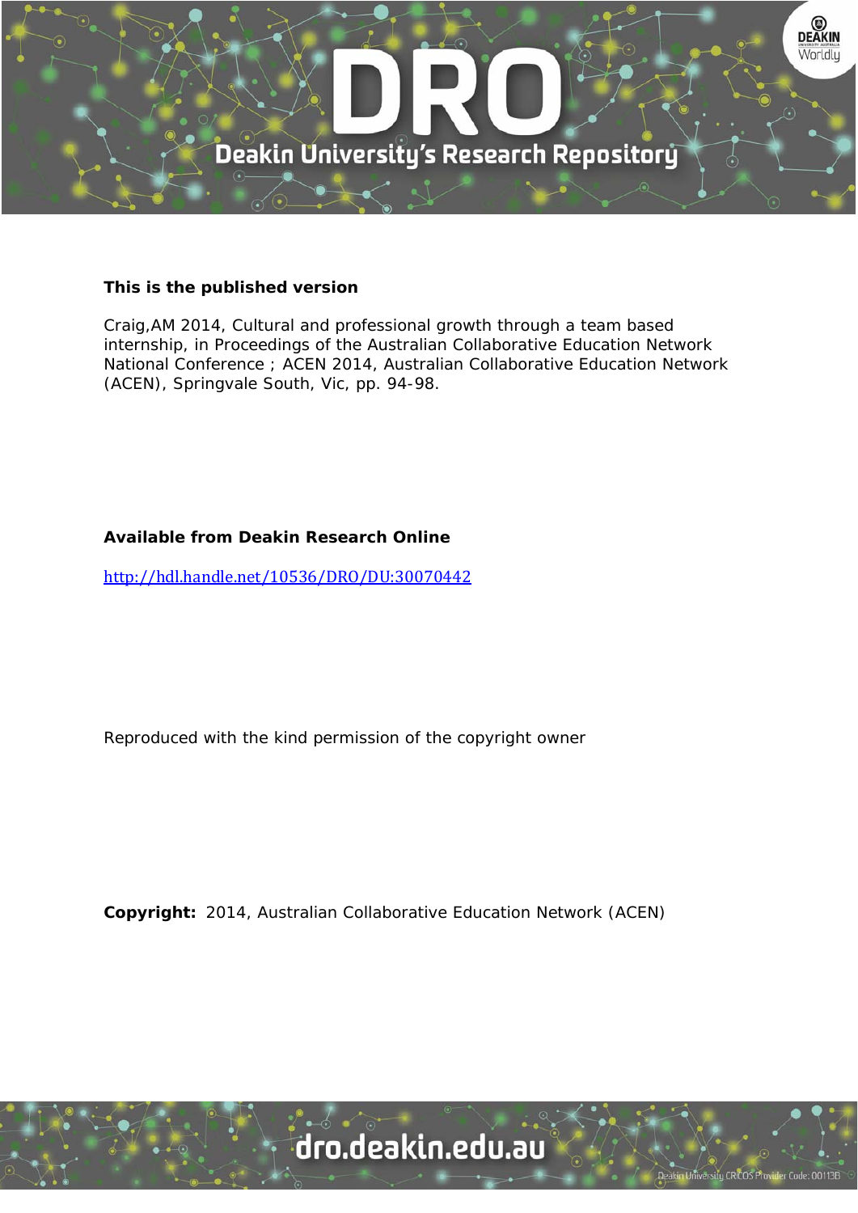**This is the published version**

Craig,AM 2014, Cultural and professional growth through a team based internship, in Proceedings of the Australian Collaborative Education Network National Conference ; ACEN 2014, Australian Collaborative Education Network (ACEN), Springvale South, Vic, pp. 94-98.

**Available from Deakin Research Online**

http://hdl.handle.net/10536/DRO/DU:30070442

Reproduced with the kind permission of the copyright owner

**Copyright:** 2014, Australian Collaborative Education Network (ACEN)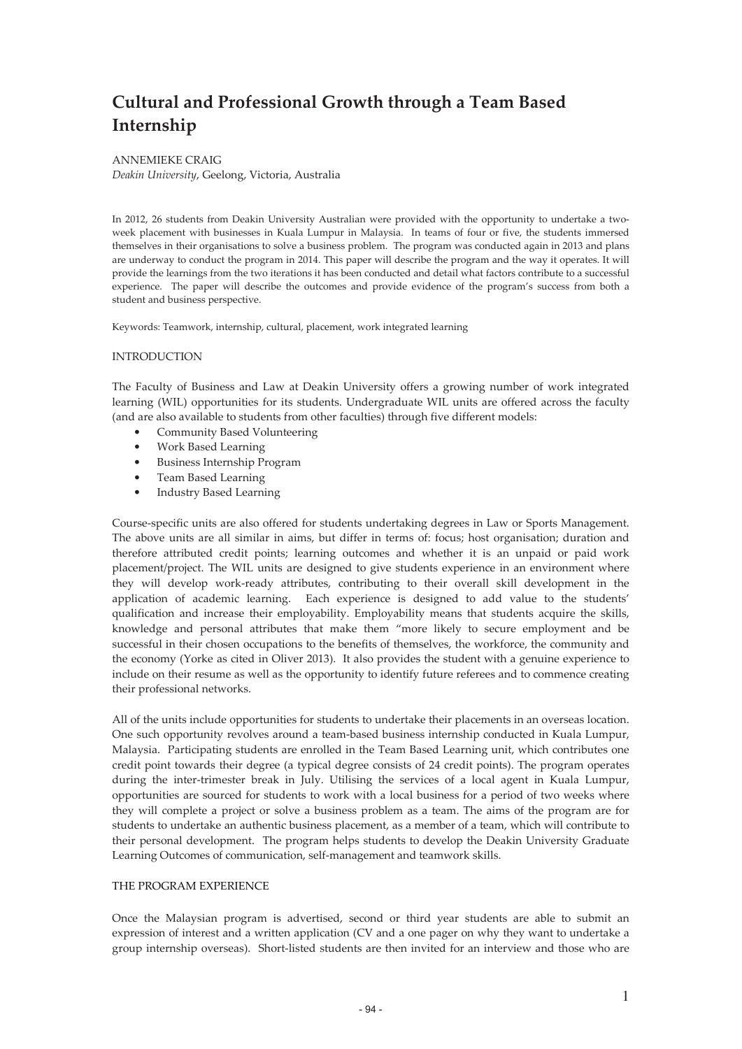# Cultural and Professional Growth through a Team Based Internship

ANNEMIEKE CRAIG

*Deakin University*, Geelong, Victoria, Australia

In 2012, 26 students from Deakin University Australian were provided with the opportunity to undertake a two-week placement with businesses in Kuala Lumpur in Malaysia. In teams of four or five, the students immersed themselves in their organisations to solve a business problem. The program was conducted again in 2013 and plans are underway to conduct the program in 2014. This paper will describe the program and the way it operates. It will provide the learnings from the two iterations it has been conducted and detail what factors contribute to a successful experience. The paper will describe the outcomes and provide evidence of the program's success from both a student and business perspective.

Keywords: Teamwork, internship, cultural, placement, work integrated learning

## INTRODUCTION

The Faculty of Business and Law at Deakin University offers a growing number of work integrated learning (WIL) opportunities for its students. Undergraduate WIL units are offered across the faculty (and are also available to students from other faculties) through five different models:

- Community Based Volunteering
- Work Based Learning
- Business Internship Program
- Team Based Learning
- Industry Based Learning

Course-specific units are also offered for students undertaking degrees in Law or Sports Management. The above units are all similar in aims, but differ in terms of: focus; host organisation; duration and therefore attributed credit points; learning outcomes and whether it is an unpaid or paid work placement/project. The WIL units are designed to give students experience in an environment where they will develop work-ready attributes, contributing to their overall skill development in the application of academic learning. Each experience is designed to add value to the students' qualification and increase their employability. Employability means that students acquire the skills, knowledge and personal attributes that make them "more likely to secure employment and be successful in their chosen occupations to the benefits of themselves, the workforce, the community and the economy (Yorke as cited in Oliver 2013). It also provides the student with a genuine experience to include on their resume as well as the opportunity to identify future referees and to commence creating their professional networks.

All of the units include opportunities for students to undertake their placements in an overseas location. One such opportunity revolves around a team-based business internship conducted in Kuala Lumpur, Malaysia. Participating students are enrolled in the Team Based Learning unit, which contributes one credit point towards their degree (a typical degree consists of 24 credit points). The program operates during the inter-trimester break in July. Utilising the services of a local agent in Kuala Lumpur, opportunities are sourced for students to work with a local business for a period of two weeks where they will complete a project or solve a business problem as a team. The aims of the program are for students to undertake an authentic business placement, as a member of a team, which will contribute to their personal development. The program helps students to develop the Deakin University Graduate Learning Outcomes of communication, self-management and teamwork skills.

## THE PROGRAM EXPERIENCE

Once the Malaysian program is advertised, second or third year students are able to submit an expression of interest and a written application (CV and a one pager on why they want to undertake a group internship overseas). Short-listed students are then invited for an interview and those who are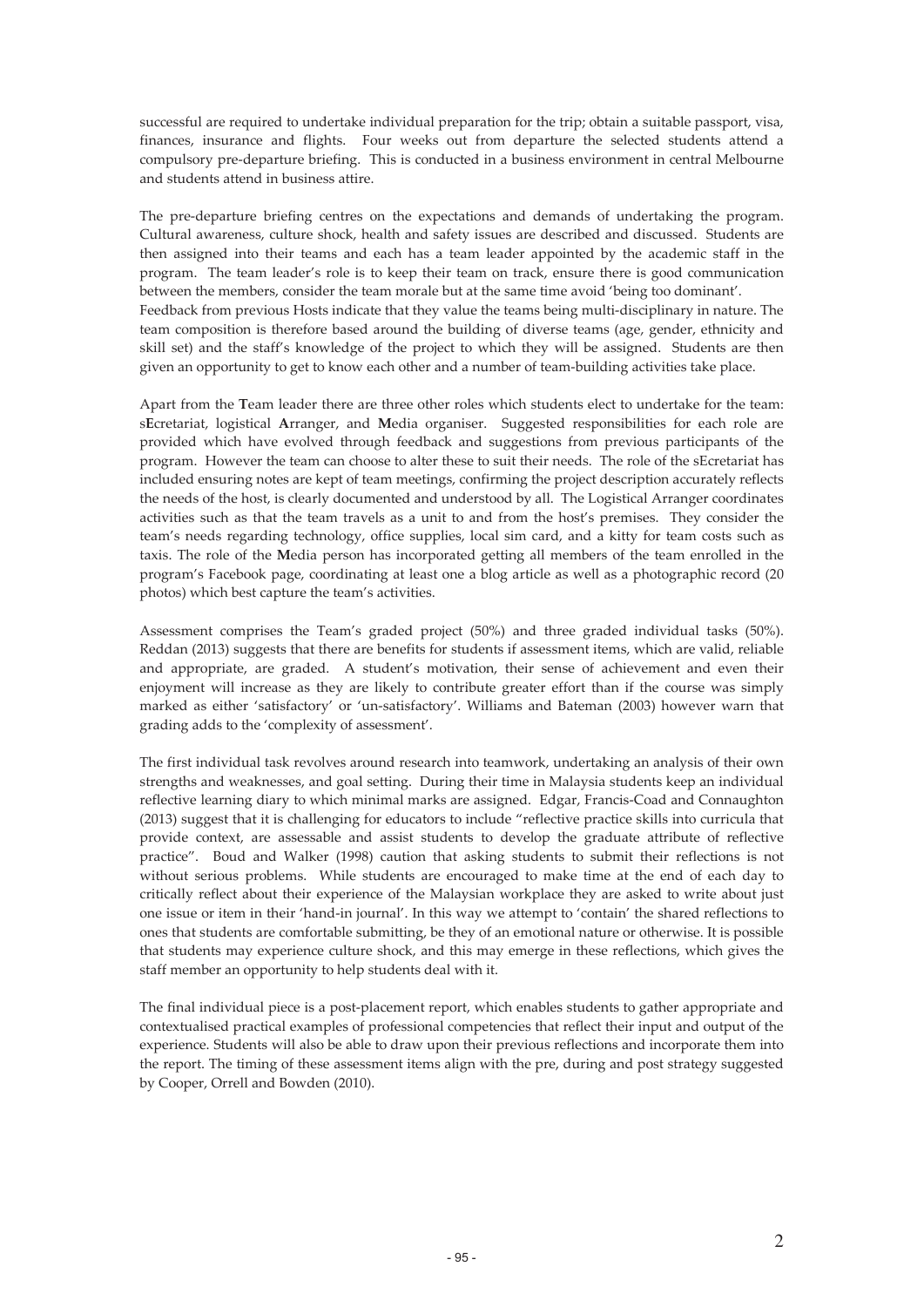successful are required to undertake individual preparation for the trip; obtain a suitable passport, visa, finances, insurance and flights. Four weeks out from departure the selected students attend a compulsory pre-departure briefing. This is conducted in a business environment in central Melbourne and students attend in business attire.

The pre-departure briefing centres on the expectations and demands of undertaking the program. Cultural awareness, culture shock, health and safety issues are described and discussed. Students are then assigned into their teams and each has a team leader appointed by the academic staff in the program. The team leader's role is to keep their team on track, ensure there is good communication between the members, consider the team morale but at the same time avoid 'being too dominant'.
Feedback from previous Hosts indicate that they value the teams being multi-disciplinary in nature. The team composition is therefore based around the building of diverse teams (age, gender, ethnicity and skill set) and the staff's knowledge of the project to which they will be assigned. Students are then given an opportunity to get to know each other and a number of team-building activities take place.

Apart from the **T**eam leader there are three other roles which students elect to undertake for the team: s**E**cretariat, logistical **A**rranger, and **M**edia organiser. Suggested responsibilities for each role are provided which have evolved through feedback and suggestions from previous participants of the program. However the team can choose to alter these to suit their needs. The role of the sEcretariat has included ensuring notes are kept of team meetings, confirming the project description accurately reflects the needs of the host, is clearly documented and understood by all. The Logistical Arranger coordinates activities such as that the team travels as a unit to and from the host's premises. They consider the team's needs regarding technology, office supplies, local sim card, and a kitty for team costs such as taxis. The role of the **M**edia person has incorporated getting all members of the team enrolled in the program's Facebook page, coordinating at least one a blog article as well as a photographic record (20 photos) which best capture the team's activities.

Assessment comprises the Team's graded project (50%) and three graded individual tasks (50%). Reddan (2013) suggests that there are benefits for students if assessment items, which are valid, reliable and appropriate, are graded. A student's motivation, their sense of achievement and even their enjoyment will increase as they are likely to contribute greater effort than if the course was simply marked as either 'satisfactory' or 'un-satisfactory'. Williams and Bateman (2003) however warn that grading adds to the 'complexity of assessment'.

The first individual task revolves around research into teamwork, undertaking an analysis of their own strengths and weaknesses, and goal setting. During their time in Malaysia students keep an individual reflective learning diary to which minimal marks are assigned. Edgar, Francis-Coad and Connaughton (2013) suggest that it is challenging for educators to include "reflective practice skills into curricula that provide context, are assessable and assist students to develop the graduate attribute of reflective practice". Boud and Walker (1998) caution that asking students to submit their reflections is not without serious problems. While students are encouraged to make time at the end of each day to critically reflect about their experience of the Malaysian workplace they are asked to write about just one issue or item in their 'hand-in journal'. In this way we attempt to 'contain' the shared reflections to ones that students are comfortable submitting, be they of an emotional nature or otherwise. It is possible that students may experience culture shock, and this may emerge in these reflections, which gives the staff member an opportunity to help students deal with it.

The final individual piece is a post-placement report, which enables students to gather appropriate and contextualised practical examples of professional competencies that reflect their input and output of the experience. Students will also be able to draw upon their previous reflections and incorporate them into the report. The timing of these assessment items align with the pre, during and post strategy suggested by Cooper, Orrell and Bowden (2010).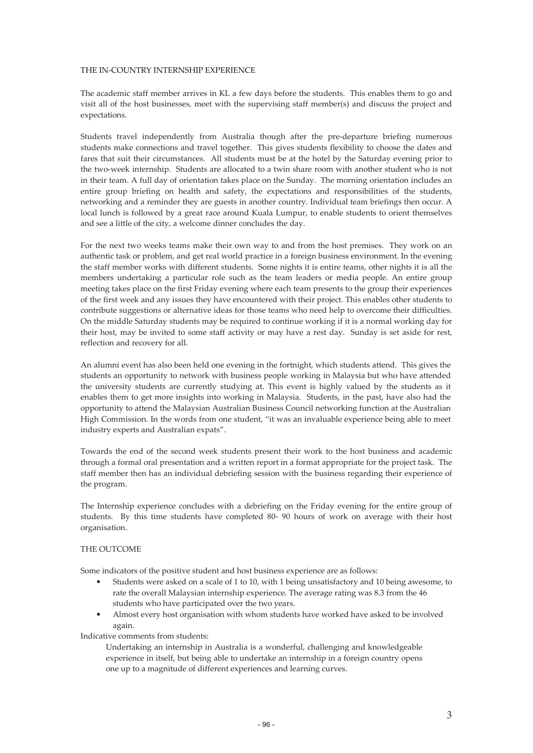## THE IN-COUNTRY INTERNSHIP EXPERIENCE

The academic staff member arrives in KL a few days before the students. This enables them to go and visit all of the host businesses, meet with the supervising staff member(s) and discuss the project and expectations.

Students travel independently from Australia though after the pre-departure briefing numerous students make connections and travel together. This gives students flexibility to choose the dates and fares that suit their circumstances. All students must be at the hotel by the Saturday evening prior to the two-week internship. Students are allocated to a twin share room with another student who is not in their team. A full day of orientation takes place on the Sunday. The morning orientation includes an entire group briefing on health and safety, the expectations and responsibilities of the students, networking and a reminder they are guests in another country. Individual team briefings then occur. A local lunch is followed by a great race around Kuala Lumpur, to enable students to orient themselves and see a little of the city, a welcome dinner concludes the day.

For the next two weeks teams make their own way to and from the host premises. They work on an authentic task or problem, and get real world practice in a foreign business environment. In the evening the staff member works with different students. Some nights it is entire teams, other nights it is all the members undertaking a particular role such as the team leaders or media people. An entire group meeting takes place on the first Friday evening where each team presents to the group their experiences of the first week and any issues they have encountered with their project. This enables other students to contribute suggestions or alternative ideas for those teams who need help to overcome their difficulties. On the middle Saturday students may be required to continue working if it is a normal working day for their host, may be invited to some staff activity or may have a rest day. Sunday is set aside for rest, reflection and recovery for all.

An alumni event has also been held one evening in the fortnight, which students attend. This gives the students an opportunity to network with business people working in Malaysia but who have attended the university students are currently studying at. This event is highly valued by the students as it enables them to get more insights into working in Malaysia. Students, in the past, have also had the opportunity to attend the Malaysian Australian Business Council networking function at the Australian High Commission. In the words from one student, "it was an invaluable experience being able to meet industry experts and Australian expats".

Towards the end of the second week students present their work to the host business and academic through a formal oral presentation and a written report in a format appropriate for the project task. The staff member then has an individual debriefing session with the business regarding their experience of the program.

The Internship experience concludes with a debriefing on the Friday evening for the entire group of students. By this time students have completed 80- 90 hours of work on average with their host organisation.

## THE OUTCOME

Some indicators of the positive student and host business experience are as follows:

- Students were asked on a scale of 1 to 10, with 1 being unsatisfactory and 10 being awesome, to rate the overall Malaysian internship experience. The average rating was 8.3 from the 46 students who have participated over the two years.
- Almost every host organisation with whom students have worked have asked to be involved again.

Indicative comments from students:

> Undertaking an internship in Australia is a wonderful, challenging and knowledgeable experience in itself, but being able to undertake an internship in a foreign country opens one up to a magnitude of different experiences and learning curves.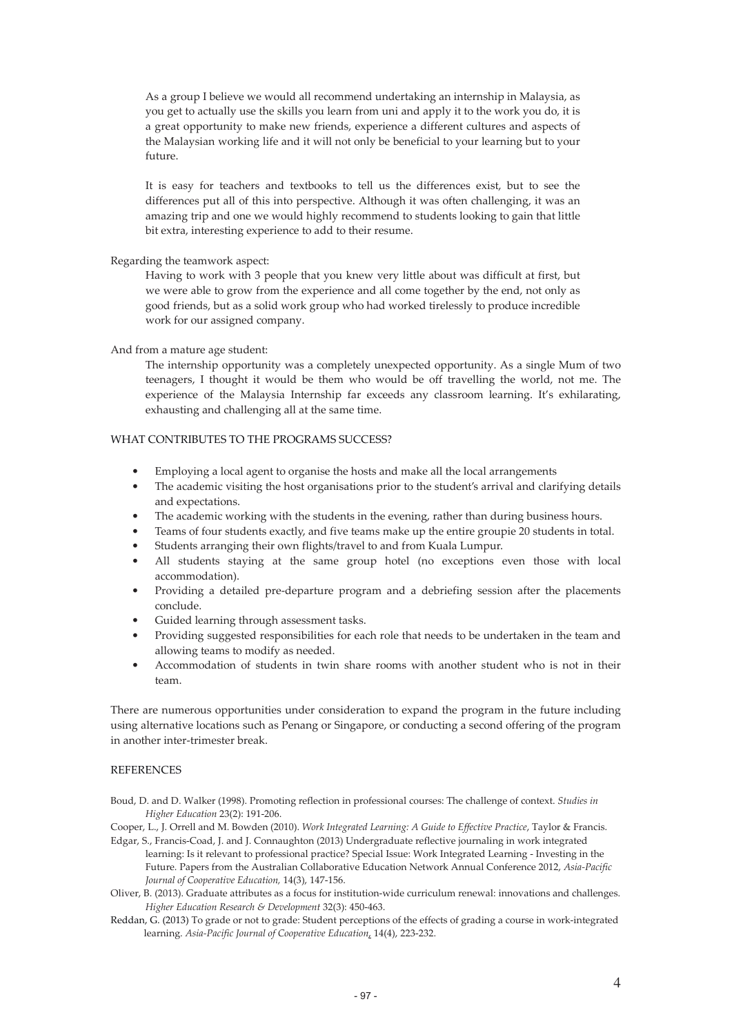As a group I believe we would all recommend undertaking an internship in Malaysia, as you get to actually use the skills you learn from uni and apply it to the work you do, it is a great opportunity to make new friends, experience a different cultures and aspects of the Malaysian working life and it will not only be beneficial to your learning but to your future.

It is easy for teachers and textbooks to tell us the differences exist, but to see the differences put all of this into perspective. Although it was often challenging, it was an amazing trip and one we would highly recommend to students looking to gain that little bit extra, interesting experience to add to their resume.

Regarding the teamwork aspect:

> Having to work with 3 people that you knew very little about was difficult at first, but we were able to grow from the experience and all come together by the end, not only as good friends, but as a solid work group who had worked tirelessly to produce incredible work for our assigned company.

And from a mature age student:

> The internship opportunity was a completely unexpected opportunity. As a single Mum of two teenagers, I thought it would be them who would be off travelling the world, not me. The experience of the Malaysia Internship far exceeds any classroom learning. It's exhilarating, exhausting and challenging all at the same time.

## WHAT CONTRIBUTES TO THE PROGRAMS SUCCESS?

- Employing a local agent to organise the hosts and make all the local arrangements
- The academic visiting the host organisations prior to the student's arrival and clarifying details and expectations.
- The academic working with the students in the evening, rather than during business hours.
- Teams of four students exactly, and five teams make up the entire groupie 20 students in total.
- Students arranging their own flights/travel to and from Kuala Lumpur.
- All students staying at the same group hotel (no exceptions even those with local accommodation).
- Providing a detailed pre-departure program and a debriefing session after the placements conclude.
- Guided learning through assessment tasks.
- Providing suggested responsibilities for each role that needs to be undertaken in the team and allowing teams to modify as needed.
- Accommodation of students in twin share rooms with another student who is not in their team.

There are numerous opportunities under consideration to expand the program in the future including using alternative locations such as Penang or Singapore, or conducting a second offering of the program in another inter-trimester break.

## REFERENCES

Boud, D. and D. Walker (1998). Promoting reflection in professional courses: The challenge of context. *Studies in Higher Education* 23(2): 191-206.

Cooper, L., J. Orrell and M. Bowden (2010). *Work Integrated Learning: A Guide to Effective Practice*, Taylor & Francis.

Edgar, S., Francis-Coad, J. and J. Connaughton (2013) Undergraduate reflective journaling in work integrated learning: Is it relevant to professional practice? Special Issue: Work Integrated Learning - Investing in the Future. Papers from the Australian Collaborative Education Network Annual Conference 2012, *Asia-Pacific Journal of Cooperative Education,* 14(3), 147-156.

Oliver, B. (2013). Graduate attributes as a focus for institution-wide curriculum renewal: innovations and challenges. *Higher Education Research & Development* 32(3): 450-463.

Reddan, G. (2013) To grade or not to grade: Student perceptions of the effects of grading a course in work-integrated learning. *Asia-Pacific Journal of Cooperative Education*, 14(4), 223-232.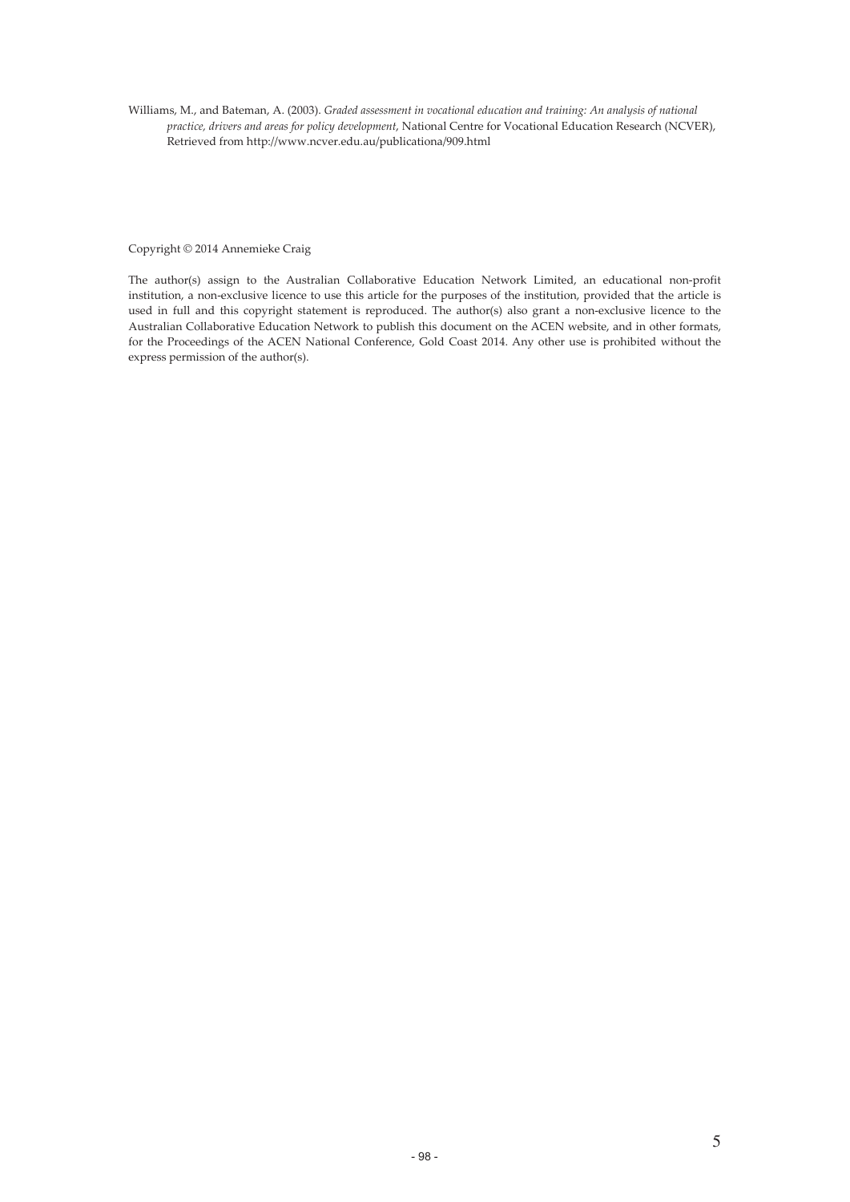Williams, M., and Bateman, A. (2003). *Graded assessment in vocational education and training: An analysis of national practice, drivers and areas for policy development*, National Centre for Vocational Education Research (NCVER), Retrieved from http://www.ncver.edu.au/publicationa/909.html

Copyright © 2014 Annemieke Craig

The author(s) assign to the Australian Collaborative Education Network Limited, an educational non-profit institution, a non-exclusive licence to use this article for the purposes of the institution, provided that the article is used in full and this copyright statement is reproduced. The author(s) also grant a non-exclusive licence to the Australian Collaborative Education Network to publish this document on the ACEN website, and in other formats, for the Proceedings of the ACEN National Conference, Gold Coast 2014. Any other use is prohibited without the express permission of the author(s).